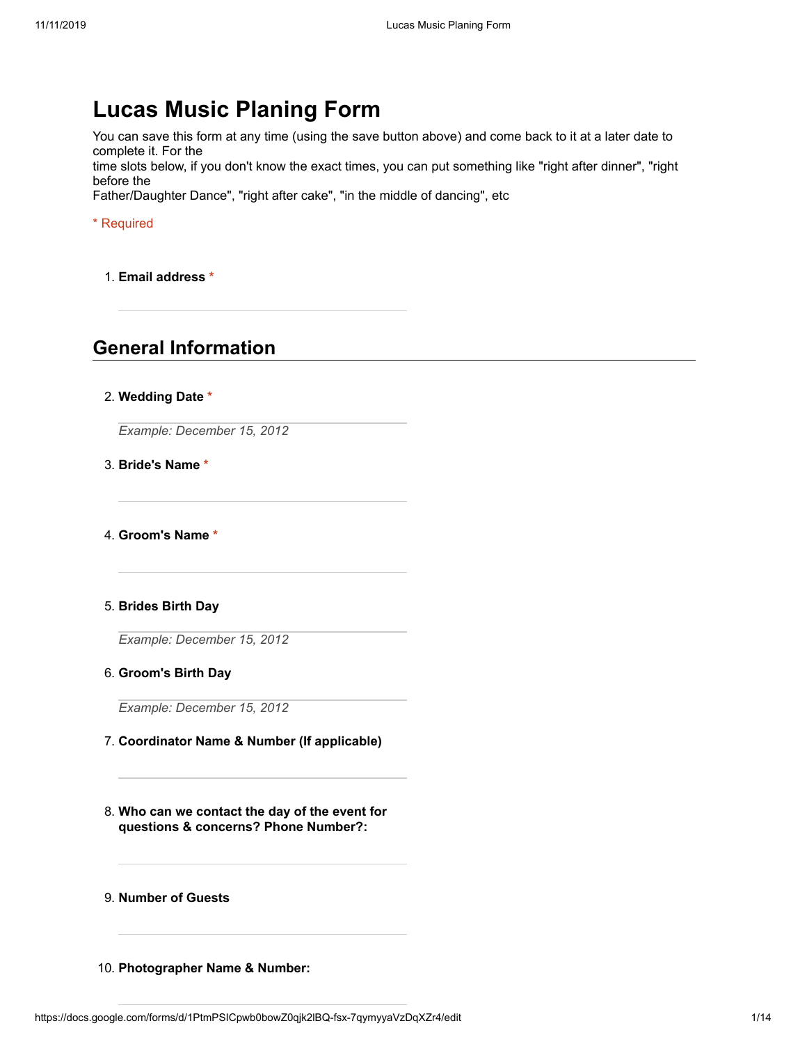# Lucas Music Planing Form

You can save this form at any time (using the save button above) and come back to it at a later date to complete it. For the time slots below, if you don't know the exact times, you can put something like "right after dinner", "right before the Father/Daughter Dance", "right after cake", "in the middle of dancing", etc

* Required

1. **Email address** *

## General Information

2. **Wedding Date** *

   *Example: December 15, 2012*

3. **Bride's Name** *

4. **Groom's Name** *

5. **Brides Birth Day**

   *Example: December 15, 2012*

6. **Groom's Birth Day**

   *Example: December 15, 2012*

7. **Coordinator Name & Number (If applicable)**

8. **Who can we contact the day of the event for questions & concerns? Phone Number?:**

9. **Number of Guests**

10. **Photographer Name & Number:**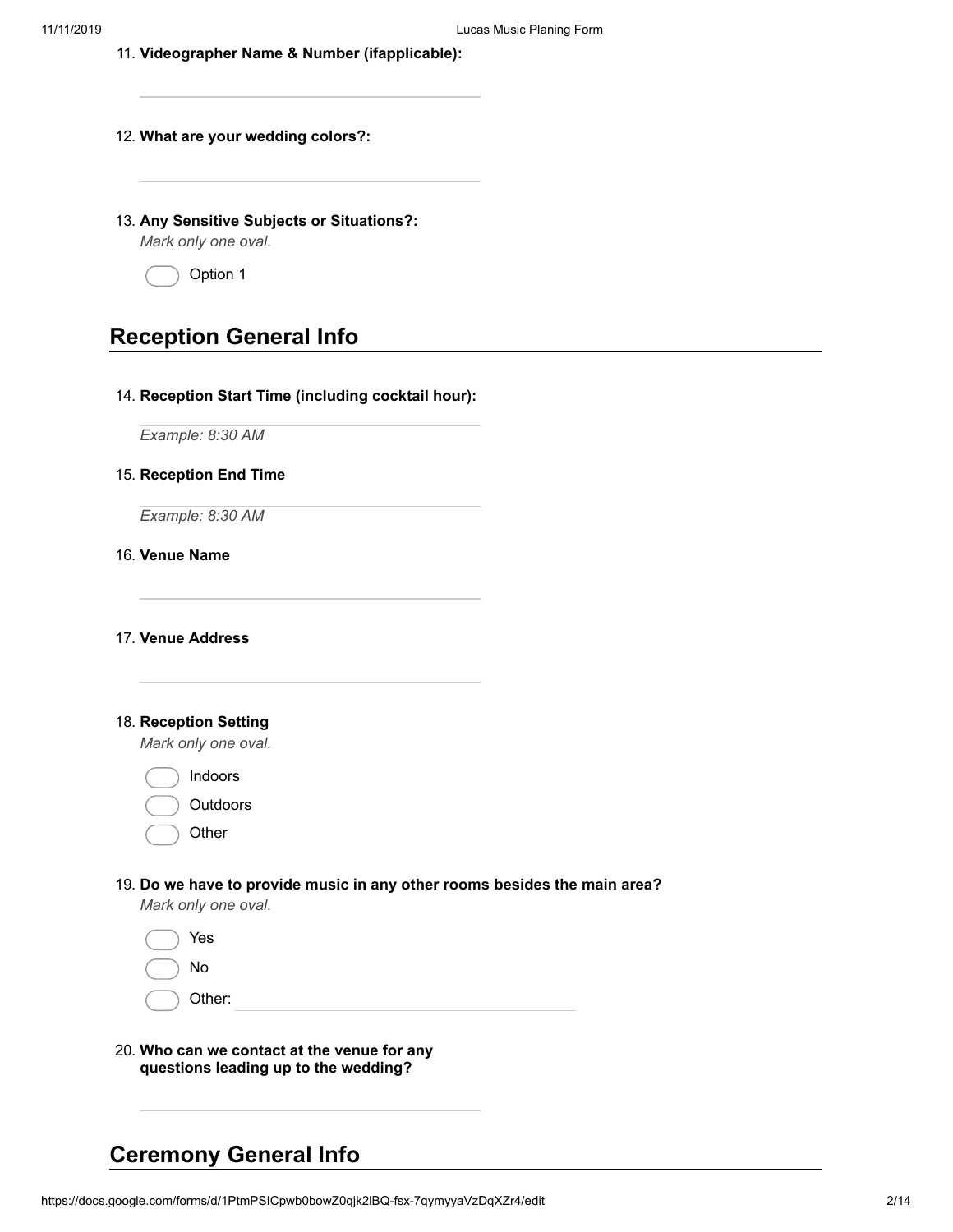11. **Videographer Name & Number (ifapplicable):**

12. **What are your wedding colors?:**

13. **Any Sensitive Subjects or Situations?:**
    *Mark only one oval.*

    ◯ Option 1

## Reception General Info

14. **Reception Start Time (including cocktail hour):**

    *Example: 8:30 AM*

15. **Reception End Time**

    *Example: 8:30 AM*

16. **Venue Name**

17. **Venue Address**

18. **Reception Setting**
    *Mark only one oval.*

    ◯ Indoors
    ◯ Outdoors
    ◯ Other

19. **Do we have to provide music in any other rooms besides the main area?**
    *Mark only one oval.*

    ◯ Yes
    ◯ No
    ◯ Other:

20. **Who can we contact at the venue for any questions leading up to the wedding?**

## Ceremony General Info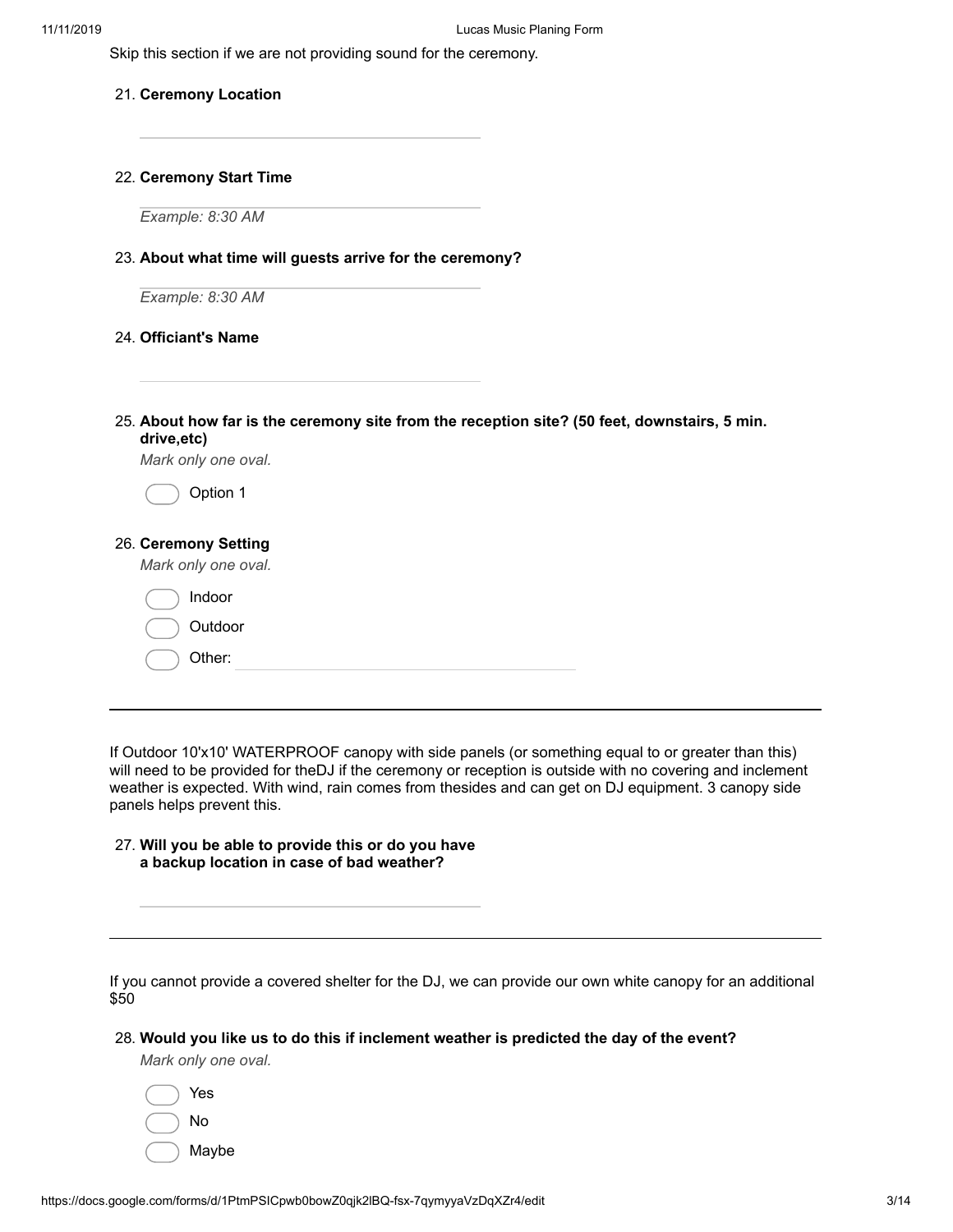Skip this section if we are not providing sound for the ceremony.

21. **Ceremony Location**

22. **Ceremony Start Time**

*Example: 8:30 AM*

23. **About what time will guests arrive for the ceremony?**

*Example: 8:30 AM*

24. **Officiant's Name**

25. **About how far is the ceremony site from the reception site? (50 feet, downstairs, 5 min. drive,etc)**

*Mark only one oval.*

- ( ) Option 1

26. **Ceremony Setting**

*Mark only one oval.*

- ( ) Indoor
- ( ) Outdoor
- ( ) Other: ____________

---

If Outdoor 10'x10' WATERPROOF canopy with side panels (or something equal to or greater than this) will need to be provided for theDJ if the ceremony or reception is outside with no covering and inclement weather is expected. With wind, rain comes from thesides and can get on DJ equipment. 3 canopy side panels helps prevent this.

27. **Will you be able to provide this or do you have a backup location in case of bad weather?**

---

If you cannot provide a covered shelter for the DJ, we can provide our own white canopy for an additional $50

28. **Would you like us to do this if inclement weather is predicted the day of the event?**

*Mark only one oval.*

- ( ) Yes
- ( ) No
- ( ) Maybe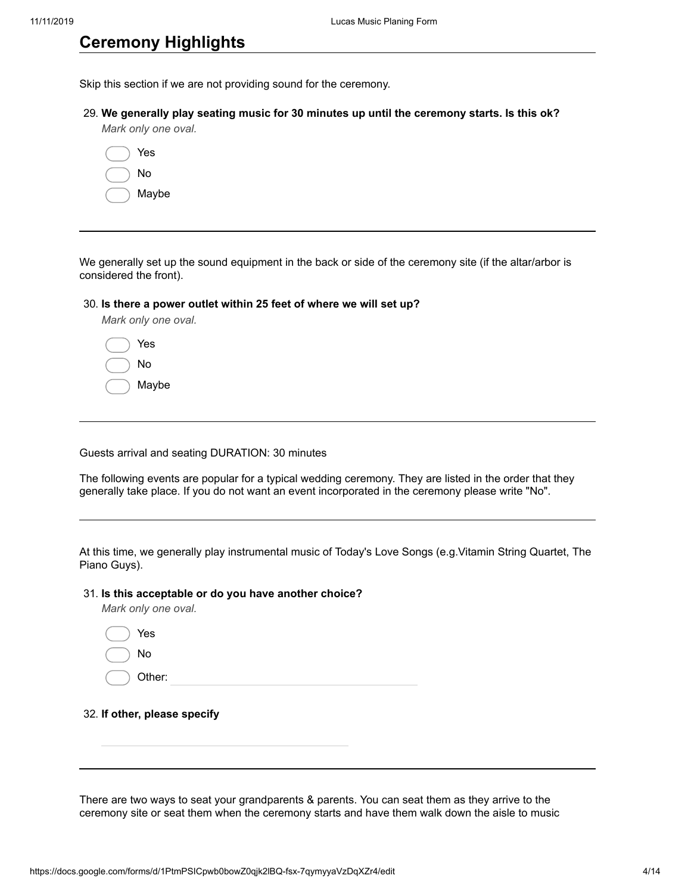## Ceremony Highlights

Skip this section if we are not providing sound for the ceremony.

29. **We generally play seating music for 30 minutes up until the ceremony starts. Is this ok?**
*Mark only one oval.*

- ( ) Yes
- ( ) No
- ( ) Maybe

---

We generally set up the sound equipment in the back or side of the ceremony site (if the altar/arbor is considered the front).

30. **Is there a power outlet within 25 feet of where we will set up?**
*Mark only one oval.*

- ( ) Yes
- ( ) No
- ( ) Maybe

---

Guests arrival and seating DURATION: 30 minutes

The following events are popular for a typical wedding ceremony. They are listed in the order that they generally take place. If you do not want an event incorporated in the ceremony please write "No".

---

At this time, we generally play instrumental music of Today's Love Songs (e.g.Vitamin String Quartet, The Piano Guys).

31. **Is this acceptable or do you have another choice?**
*Mark only one oval.*

- ( ) Yes
- ( ) No
- ( ) Other: ____________________

32. **If other, please specify**

____________________

---

There are two ways to seat your grandparents & parents. You can seat them as they arrive to the ceremony site or seat them when the ceremony starts and have them walk down the aisle to music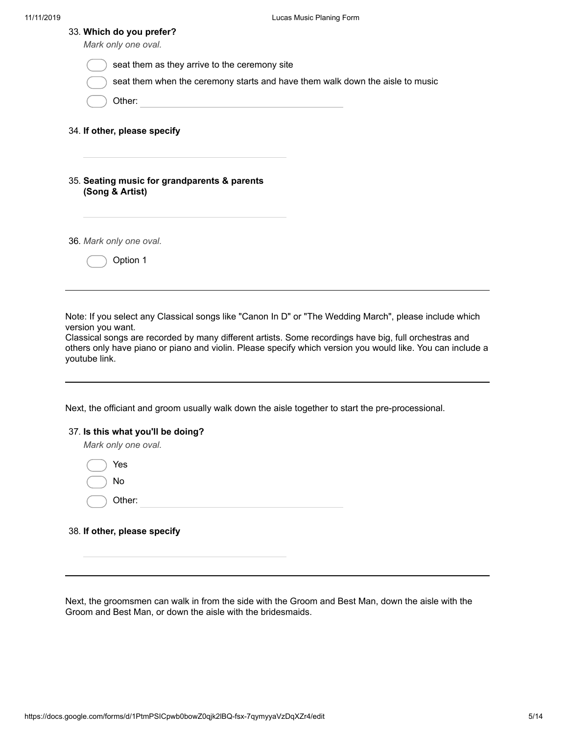33. **Which do you prefer?**

*Mark only one oval.*

- ◯ seat them as they arrive to the ceremony site
- ◯ seat them when the ceremony starts and have them walk down the aisle to music
- ◯ Other: ____________

34. **If other, please specify**

____________

35. **Seating music for grandparents & parents (Song & Artist)**

____________

36. *Mark only one oval.*

- ◯ Option 1

---

Note: If you select any Classical songs like "Canon In D" or "The Wedding March", please include which version you want.
Classical songs are recorded by many different artists. Some recordings have big, full orchestras and others only have piano or piano and violin. Please specify which version you would like. You can include a youtube link.

---

Next, the officiant and groom usually walk down the aisle together to start the pre-processional.

37. **Is this what you'll be doing?**

*Mark only one oval.*

- ◯ Yes
- ◯ No
- ◯ Other: ____________

38. **If other, please specify**

____________

---

Next, the groomsmen can walk in from the side with the Groom and Best Man, down the aisle with the Groom and Best Man, or down the aisle with the bridesmaids.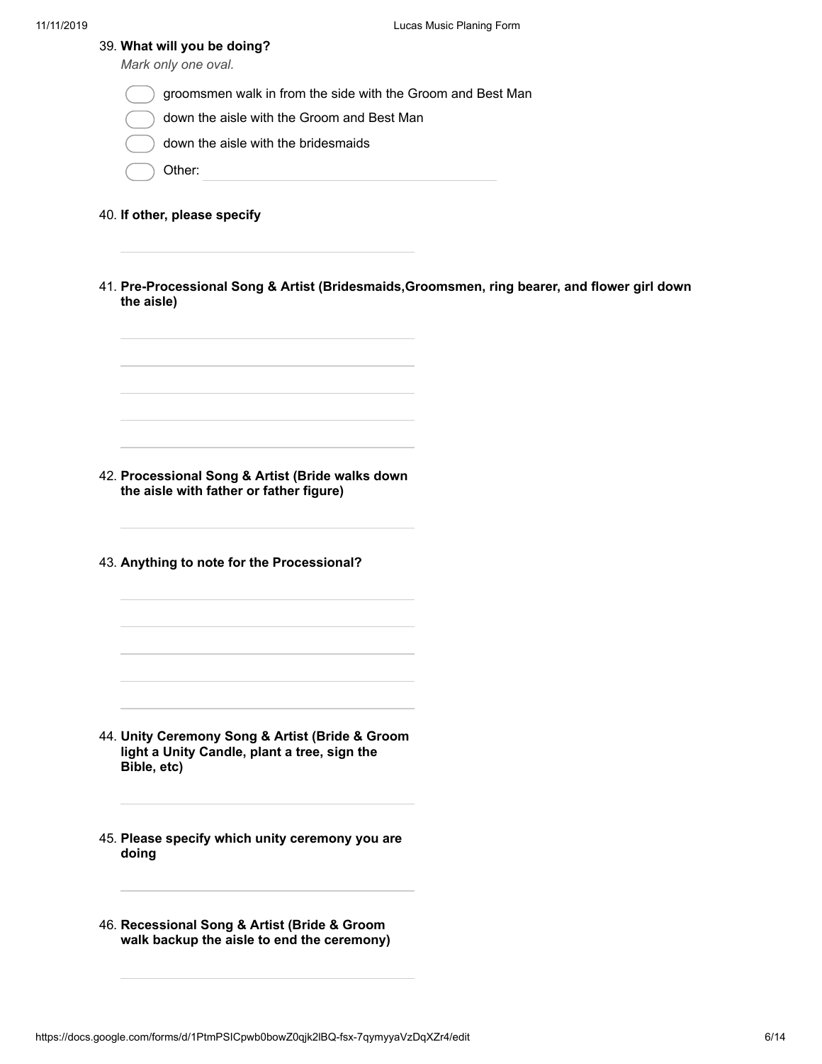39. **What will you be doing?**

*Mark only one oval.*

- ( ) groomsmen walk in from the side with the Groom and Best Man
- ( ) down the aisle with the Groom and Best Man
- ( ) down the aisle with the bridesmaids
- ( ) Other: ____________________

40. **If other, please specify**

____________________

41. **Pre-Processional Song & Artist (Bridesmaids,Groomsmen, ring bearer, and flower girl down the aisle)**

____________________

____________________

____________________

____________________

____________________

42. **Processional Song & Artist (Bride walks down the aisle with father or father figure)**

____________________

43. **Anything to note for the Processional?**

____________________

____________________

____________________

____________________

____________________

44. **Unity Ceremony Song & Artist (Bride & Groom light a Unity Candle, plant a tree, sign the Bible, etc)**

____________________

45. **Please specify which unity ceremony you are doing**

____________________

46. **Recessional Song & Artist (Bride & Groom walk backup the aisle to end the ceremony)**

____________________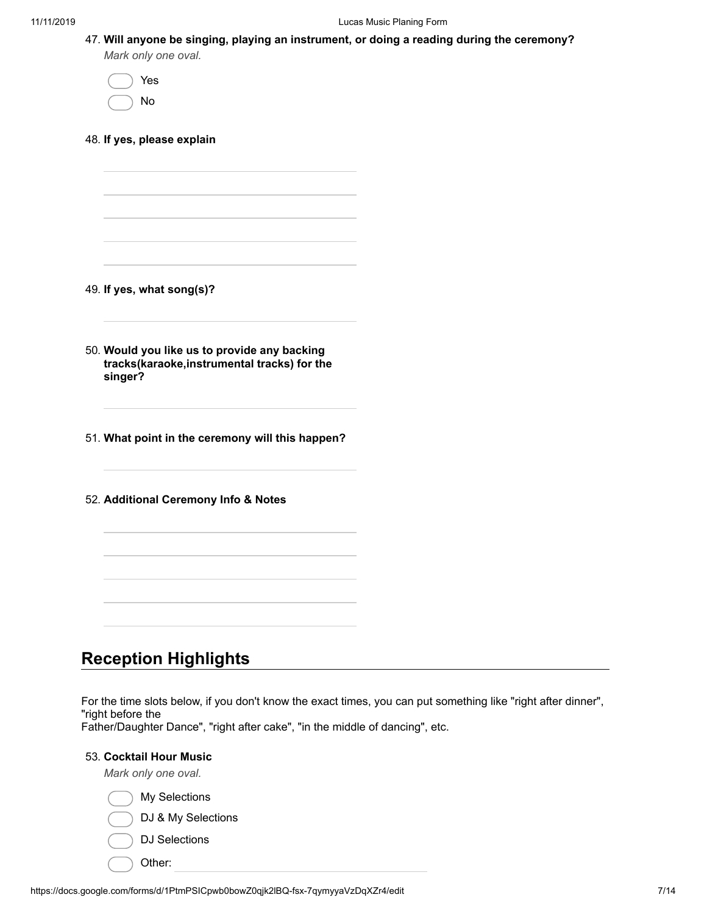47. **Will anyone be singing, playing an instrument, or doing a reading during the ceremony?**

*Mark only one oval.*

- ◯ Yes
- ◯ No

48. **If yes, please explain**

49. **If yes, what song(s)?**

50. **Would you like us to provide any backing tracks(karaoke,instrumental tracks) for the singer?**

51. **What point in the ceremony will this happen?**

52. **Additional Ceremony Info & Notes**

## Reception Highlights

For the time slots below, if you don't know the exact times, you can put something like "right after dinner", "right before the
Father/Daughter Dance", "right after cake", "in the middle of dancing", etc.

53. **Cocktail Hour Music**

*Mark only one oval.*

- ◯ My Selections
- ◯ DJ & My Selections
- ◯ DJ Selections
- ◯ Other: ____________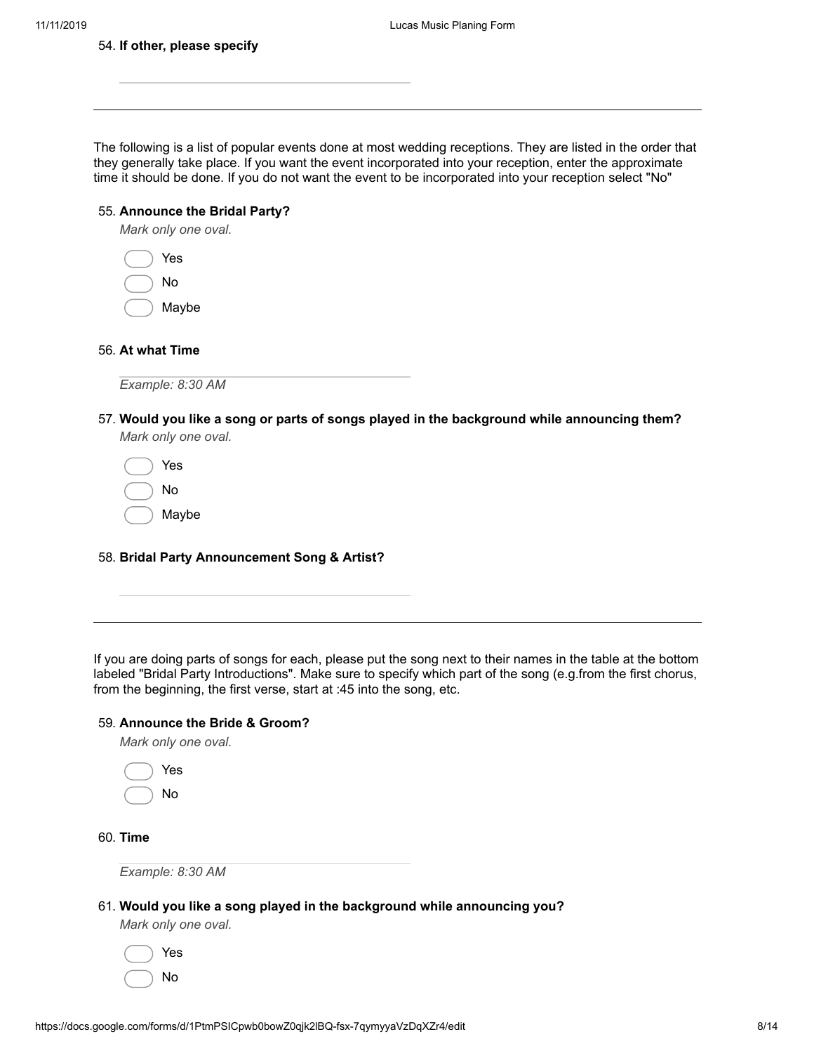54. **If other, please specify**

---

The following is a list of popular events done at most wedding receptions. They are listed in the order that they generally take place. If you want the event incorporated into your reception, enter the approximate time it should be done. If you do not want the event to be incorporated into your reception select "No"

55. **Announce the Bridal Party?**

*Mark only one oval.*

- Yes
- No
- Maybe

56. **At what Time**

*Example: 8:30 AM*

57. **Would you like a song or parts of songs played in the background while announcing them?**

*Mark only one oval.*

- Yes
- No
- Maybe

58. **Bridal Party Announcement Song & Artist?**

---

If you are doing parts of songs for each, please put the song next to their names in the table at the bottom labeled "Bridal Party Introductions". Make sure to specify which part of the song (e.g.from the first chorus, from the beginning, the first verse, start at :45 into the song, etc.

59. **Announce the Bride & Groom?**

*Mark only one oval.*

- Yes
- No

60. **Time**

*Example: 8:30 AM*

61. **Would you like a song played in the background while announcing you?**

*Mark only one oval.*

- Yes
- No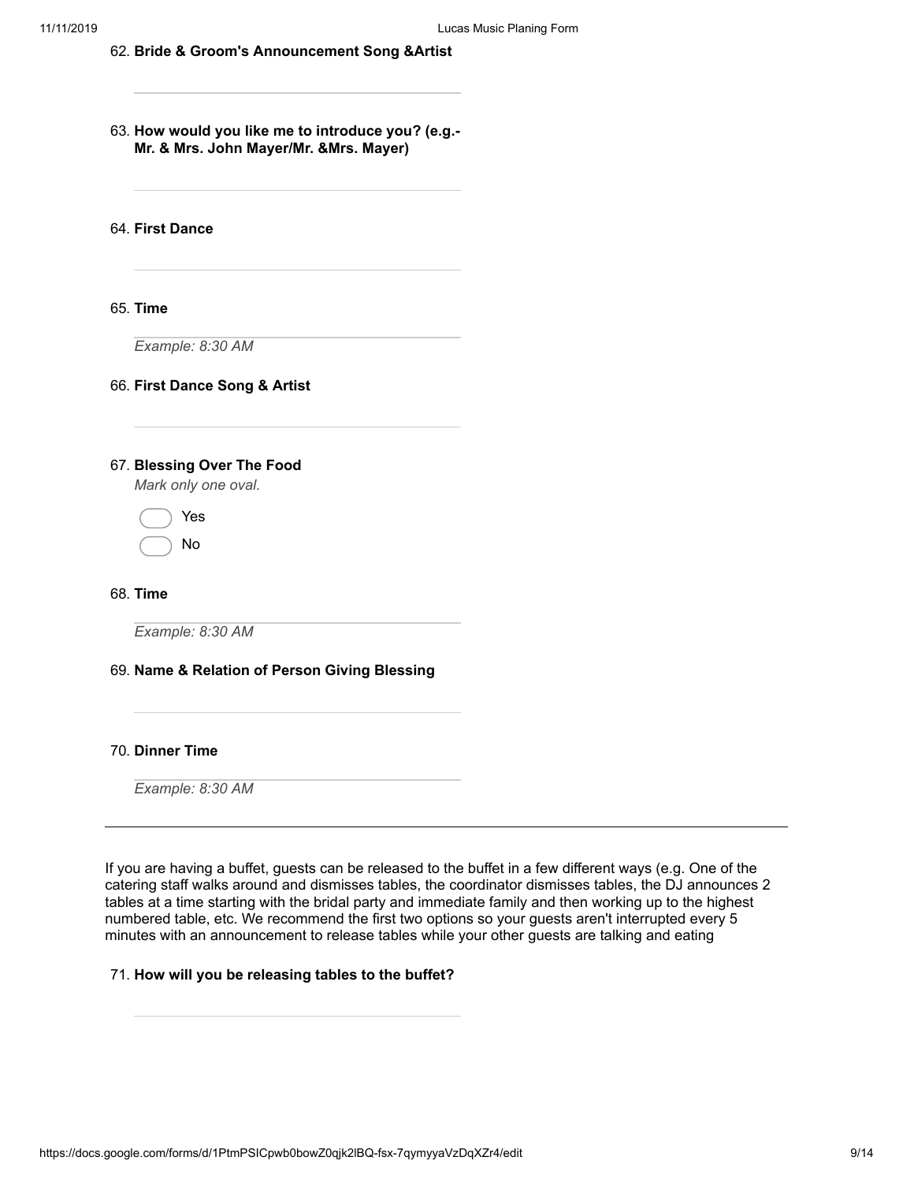62. **Bride & Groom's Announcement Song &Artist**

63. **How would you like me to introduce you? (e.g.- Mr. & Mrs. John Mayer/Mr. &Mrs. Mayer)**

64. **First Dance**

65. **Time**

    *Example: 8:30 AM*

66. **First Dance Song & Artist**

67. **Blessing Over The Food**

    *Mark only one oval.*

    - Yes
    - No

68. **Time**

    *Example: 8:30 AM*

69. **Name & Relation of Person Giving Blessing**

70. **Dinner Time**

    *Example: 8:30 AM*

---

If you are having a buffet, guests can be released to the buffet in a few different ways (e.g. One of the catering staff walks around and dismisses tables, the coordinator dismisses tables, the DJ announces 2 tables at a time starting with the bridal party and immediate family and then working up to the highest numbered table, etc. We recommend the first two options so your guests aren't interrupted every 5 minutes with an announcement to release tables while your other guests are talking and eating

71. **How will you be releasing tables to the buffet?**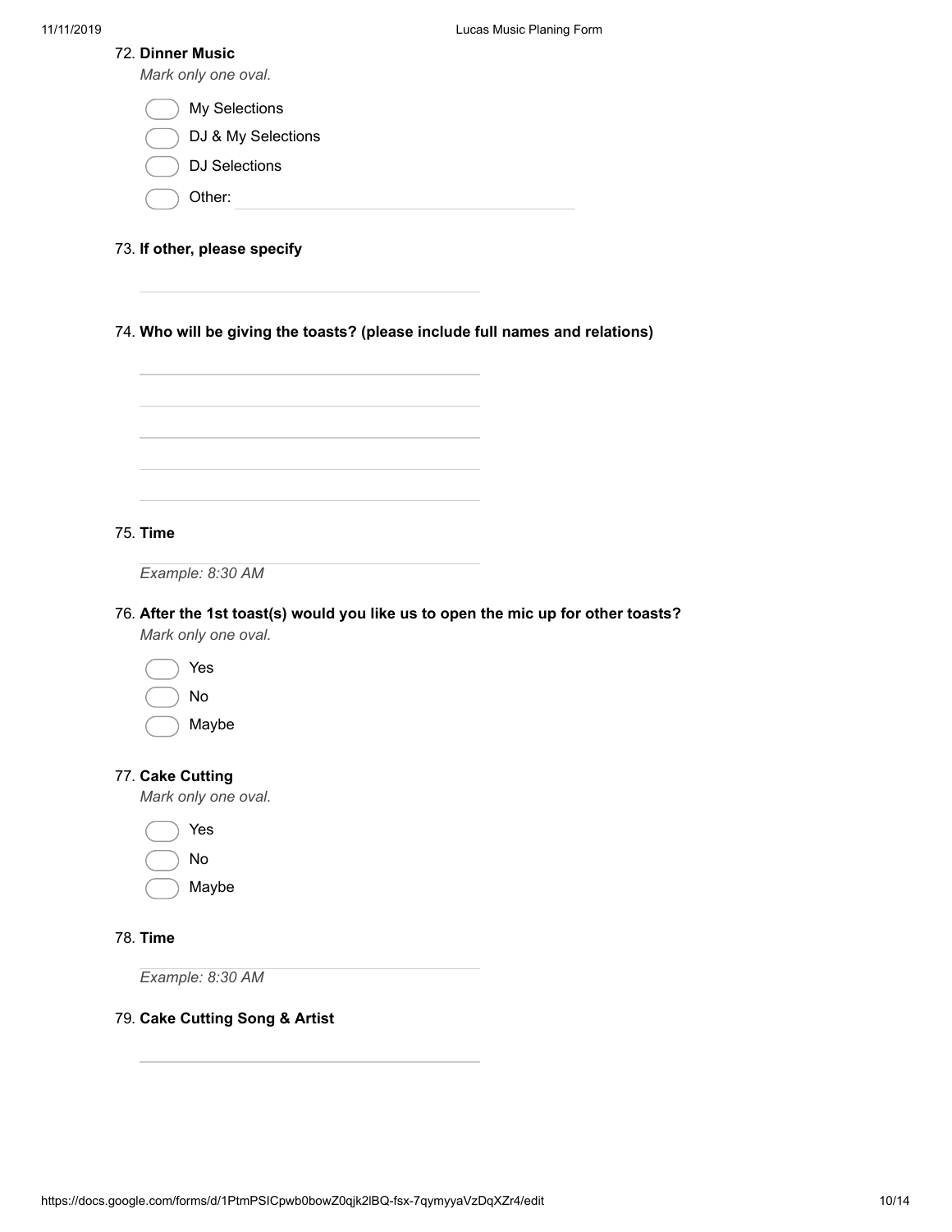72. **Dinner Music**

*Mark only one oval.*

- ◯ My Selections
- ◯ DJ & My Selections
- ◯ DJ Selections
- ◯ Other: ____________________

73. **If other, please specify**

____________________

74. **Who will be giving the toasts? (please include full names and relations)**

____________________

____________________

____________________

____________________

____________________

75. **Time**

____________________

*Example: 8:30 AM*

76. **After the 1st toast(s) would you like us to open the mic up for other toasts?**

*Mark only one oval.*

- ◯ Yes
- ◯ No
- ◯ Maybe

77. **Cake Cutting**

*Mark only one oval.*

- ◯ Yes
- ◯ No
- ◯ Maybe

78. **Time**

____________________

*Example: 8:30 AM*

79. **Cake Cutting Song & Artist**

____________________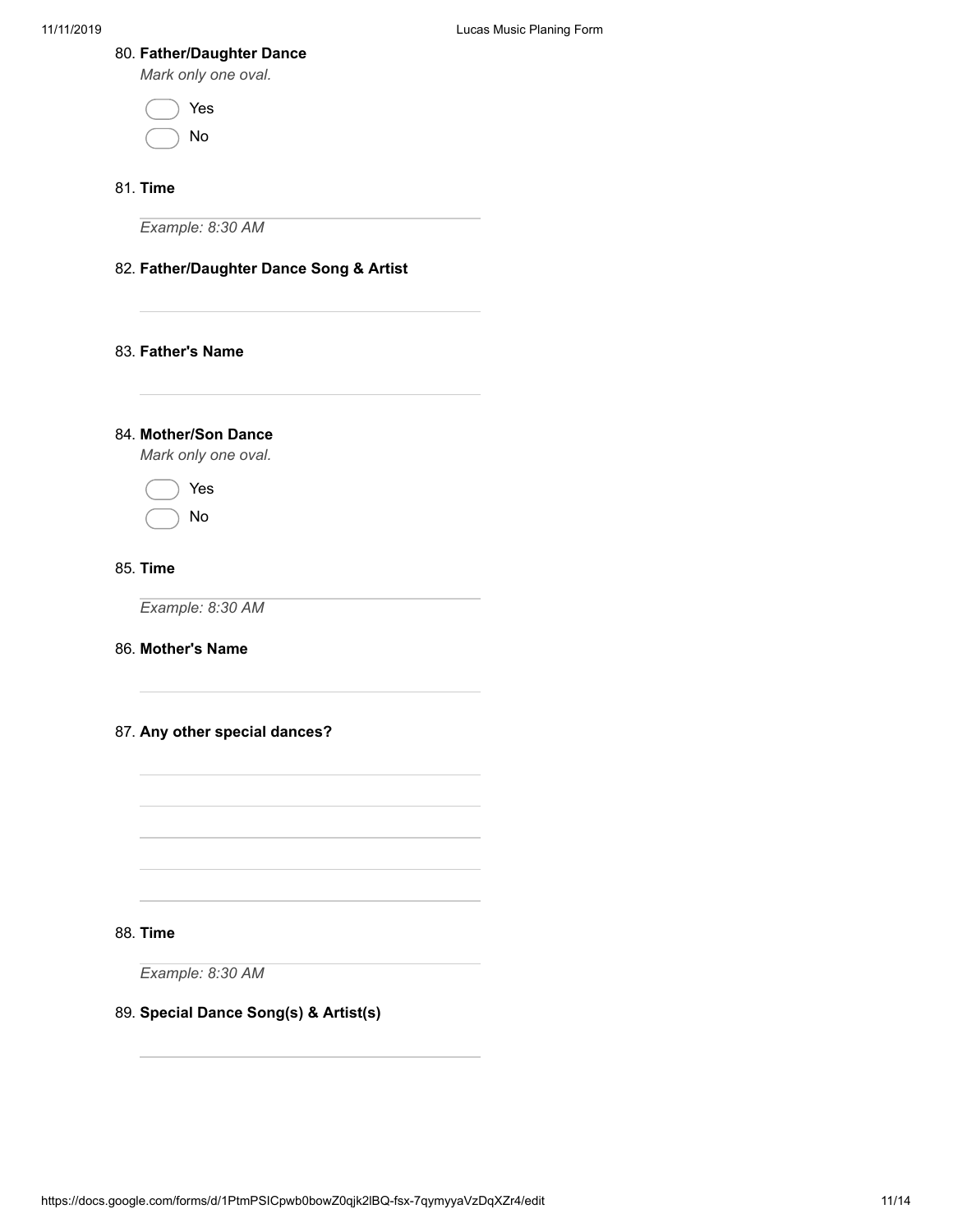80. **Father/Daughter Dance**

*Mark only one oval.*

- ( ) Yes
- ( ) No

81. **Time**

*Example: 8:30 AM*

82. **Father/Daughter Dance Song & Artist**

83. **Father's Name**

84. **Mother/Son Dance**

*Mark only one oval.*

- ( ) Yes
- ( ) No

85. **Time**

*Example: 8:30 AM*

86. **Mother's Name**

87. **Any other special dances?**

88. **Time**

*Example: 8:30 AM*

89. **Special Dance Song(s) & Artist(s)**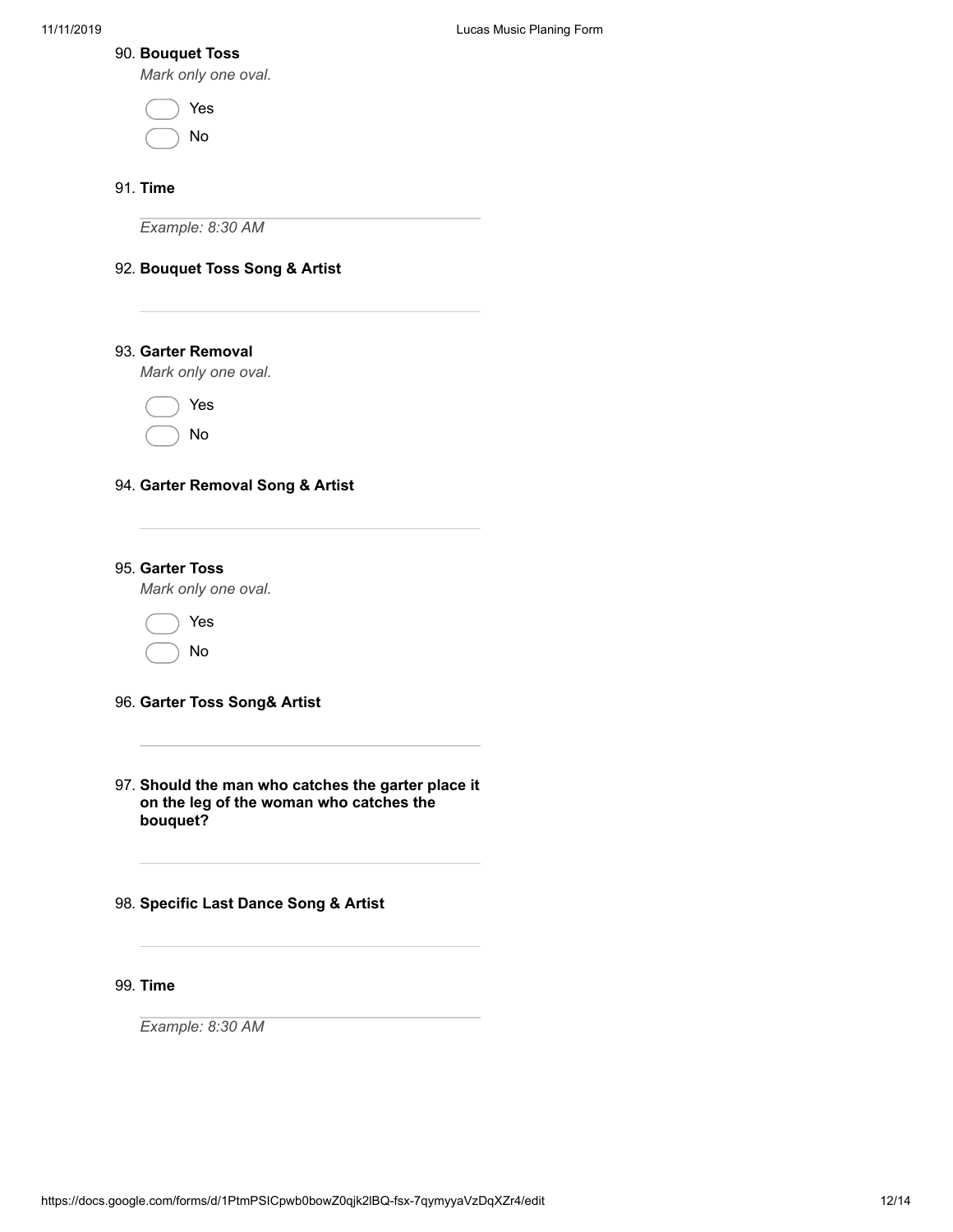90. **Bouquet Toss**

*Mark only one oval.*

- Yes
- No

91. **Time**

*Example: 8:30 AM*

92. **Bouquet Toss Song & Artist**

93. **Garter Removal**

*Mark only one oval.*

- Yes
- No

94. **Garter Removal Song & Artist**

95. **Garter Toss**

*Mark only one oval.*

- Yes
- No

96. **Garter Toss Song& Artist**

97. **Should the man who catches the garter place it on the leg of the woman who catches the bouquet?**

98. **Specific Last Dance Song & Artist**

99. **Time**

*Example: 8:30 AM*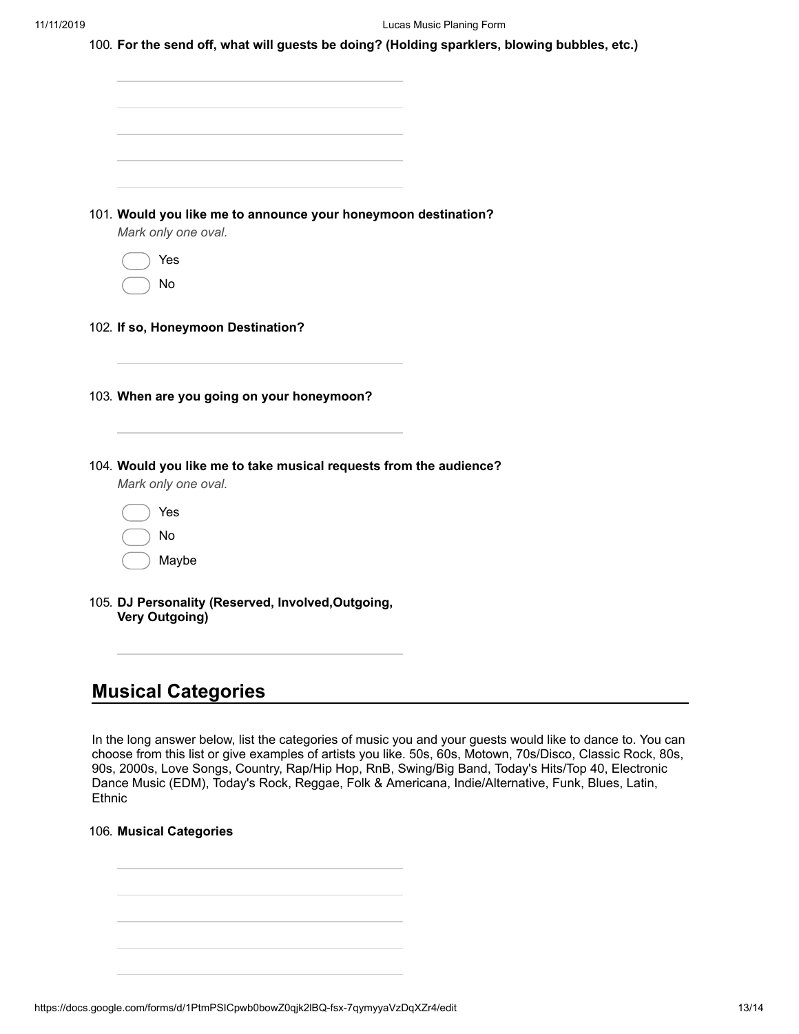100. **For the send off, what will guests be doing? (Holding sparklers, blowing bubbles, etc.)**

101. **Would you like me to announce your honeymoon destination?**

*Mark only one oval.*

- ◯ Yes
- ◯ No

102. **If so, Honeymoon Destination?**

103. **When are you going on your honeymoon?**

104. **Would you like me to take musical requests from the audience?**

*Mark only one oval.*

- ◯ Yes
- ◯ No
- ◯ Maybe

105. **DJ Personality (Reserved, Involved,Outgoing, Very Outgoing)**

## Musical Categories

In the long answer below, list the categories of music you and your guests would like to dance to. You can choose from this list or give examples of artists you like. 50s, 60s, Motown, 70s/Disco, Classic Rock, 80s, 90s, 2000s, Love Songs, Country, Rap/Hip Hop, RnB, Swing/Big Band, Today's Hits/Top 40, Electronic Dance Music (EDM), Today's Rock, Reggae, Folk & Americana, Indie/Alternative, Funk, Blues, Latin, Ethnic

106. **Musical Categories**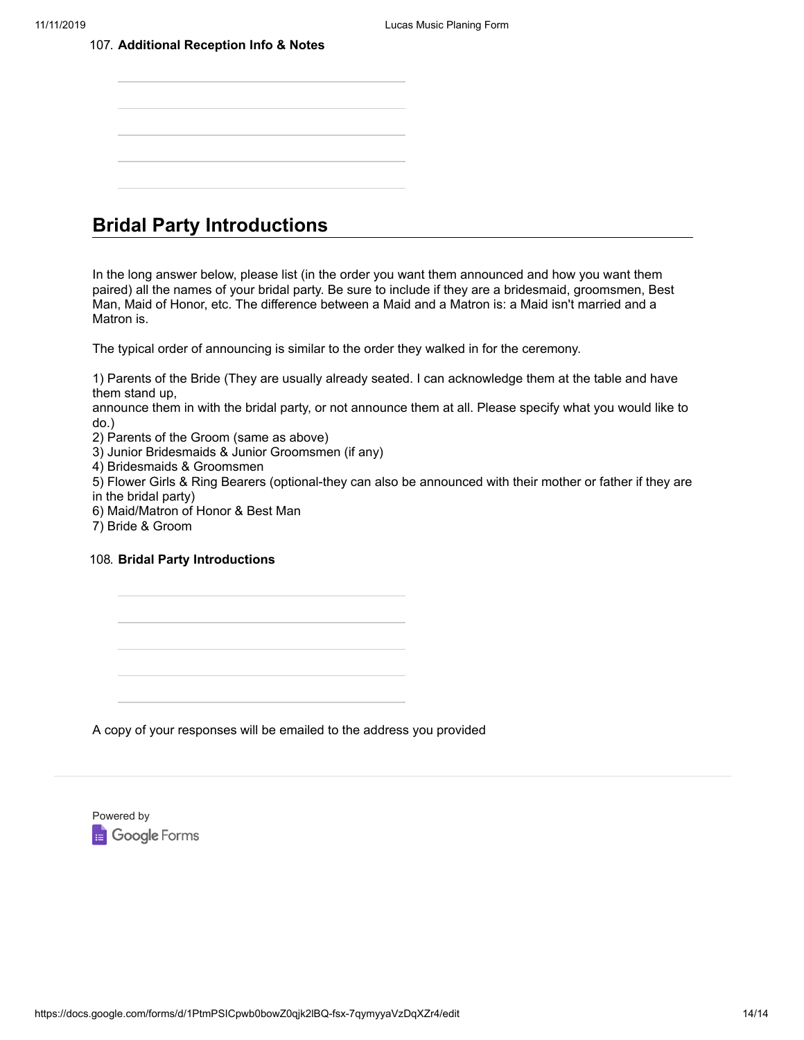107. **Additional Reception Info & Notes**

## Bridal Party Introductions

In the long answer below, please list (in the order you want them announced and how you want them paired) all the names of your bridal party. Be sure to include if they are a bridesmaid, groomsmen, Best Man, Maid of Honor, etc. The difference between a Maid and a Matron is: a Maid isn't married and a Matron is.

The typical order of announcing is similar to the order they walked in for the ceremony.

1) Parents of the Bride (They are usually already seated. I can acknowledge them at the table and have them stand up,
announce them in with the bridal party, or not announce them at all. Please specify what you would like to do.)
2) Parents of the Groom (same as above)
3) Junior Bridesmaids & Junior Groomsmen (if any)
4) Bridesmaids & Groomsmen
5) Flower Girls & Ring Bearers (optional-they can also be announced with their mother or father if they are in the bridal party)
6) Maid/Matron of Honor & Best Man
7) Bride & Groom

108. **Bridal Party Introductions**

A copy of your responses will be emailed to the address you provided

Powered by Google Forms